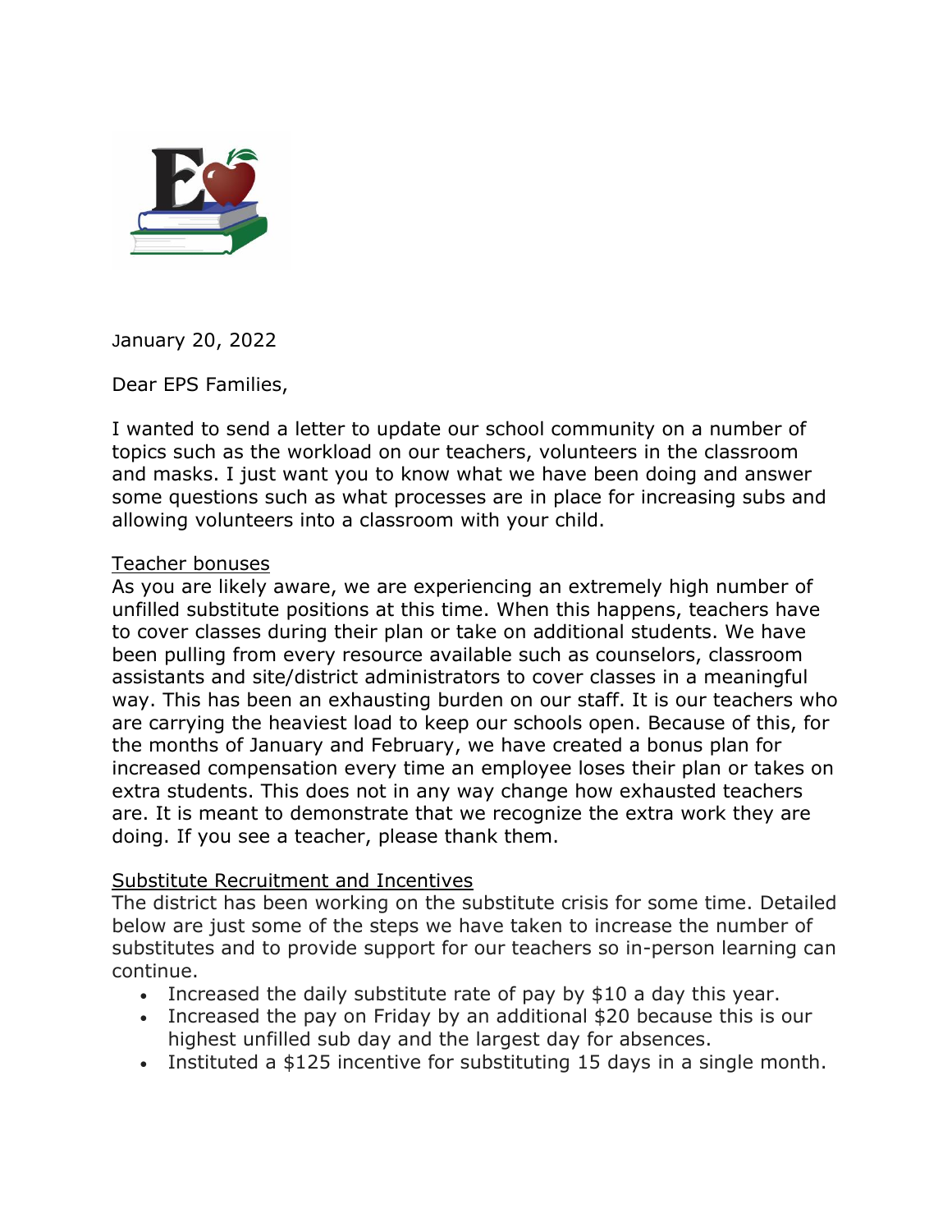January 20, 2022

Dear EPS Families,

I wanted to send a letter to update our school community on a number of topics such as the workload on our teachers, volunteers in the classroom and masks. I just want you to know what we have been doing and answer some questions such as what processes are in place for increasing subs and allowing volunteers into a classroom with your child.

<u>Teacher bonuses</u>

As you are likely aware, we are experiencing an extremely high number of unfilled substitute positions at this time. When this happens, teachers have to cover classes during their plan or take on additional students. We have been pulling from every resource available such as counselors, classroom assistants and site/district administrators to cover classes in a meaningful way. This has been an exhausting burden on our staff. It is our teachers who are carrying the heaviest load to keep our schools open. Because of this, for the months of January and February, we have created a bonus plan for increased compensation every time an employee loses their plan or takes on extra students. This does not in any way change how exhausted teachers are. It is meant to demonstrate that we recognize the extra work they are doing. If you see a teacher, please thank them.

<u>Substitute Recruitment and Incentives</u>

The district has been working on the substitute crisis for some time. Detailed below are just some of the steps we have taken to increase the number of substitutes and to provide support for our teachers so in-person learning can continue.

- Increased the daily substitute rate of pay by $10 a day this year.
- Increased the pay on Friday by an additional $20 because this is our highest unfilled sub day and the largest day for absences.
- Instituted a $125 incentive for substituting 15 days in a single month.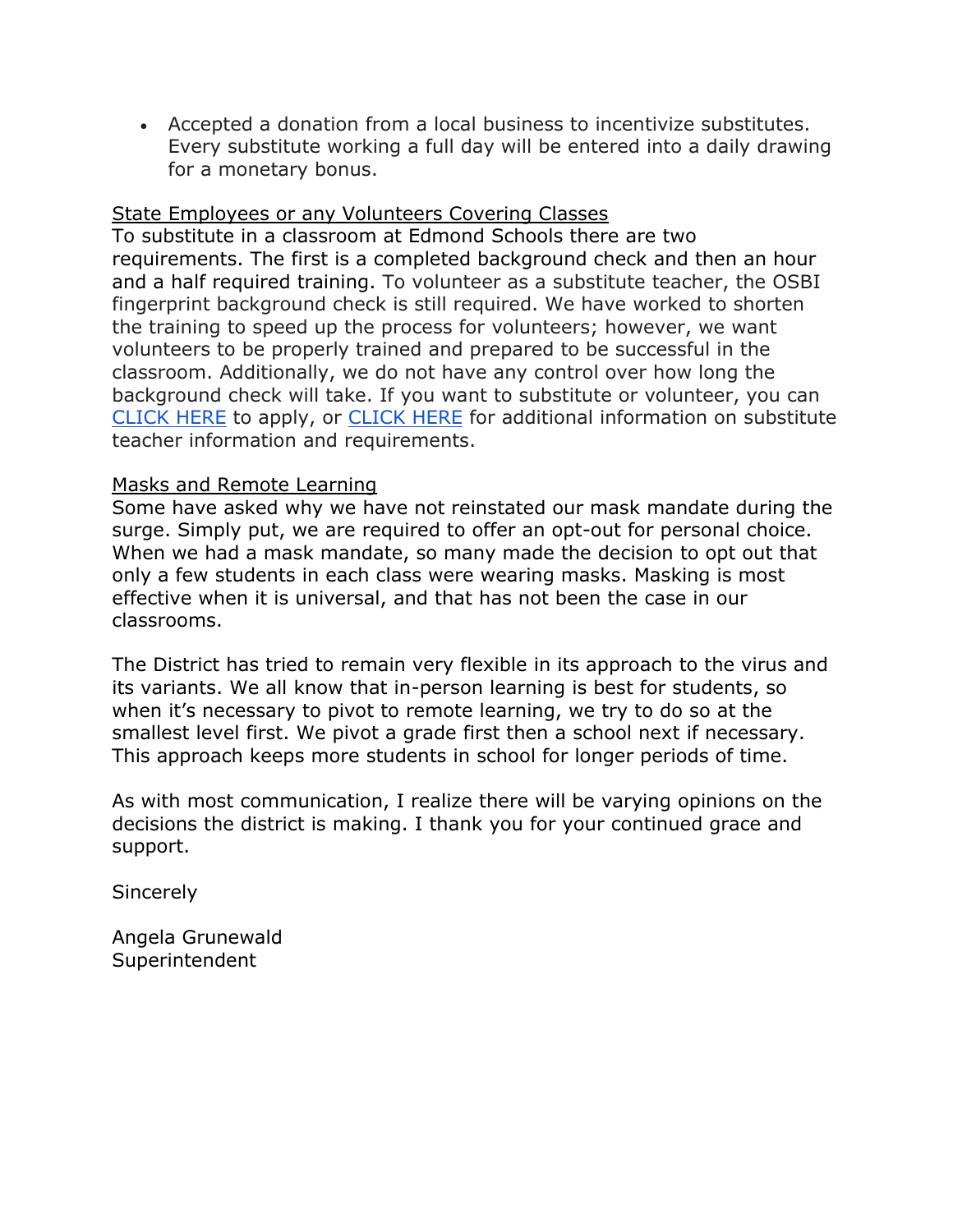- Accepted a donation from a local business to incentivize substitutes. Every substitute working a full day will be entered into a daily drawing for a monetary bonus.

<u>State Employees or any Volunteers Covering Classes</u>

To substitute in a classroom at Edmond Schools there are two requirements. The first is a completed background check and then an hour and a half required training. To volunteer as a substitute teacher, the OSBI fingerprint background check is still required. We have worked to shorten the training to speed up the process for volunteers; however, we want volunteers to be properly trained and prepared to be successful in the classroom. Additionally, we do not have any control over how long the background check will take. If you want to substitute or volunteer, you can CLICK HERE to apply, or CLICK HERE for additional information on substitute teacher information and requirements.

<u>Masks and Remote Learning</u>

Some have asked why we have not reinstated our mask mandate during the surge. Simply put, we are required to offer an opt-out for personal choice. When we had a mask mandate, so many made the decision to opt out that only a few students in each class were wearing masks. Masking is most effective when it is universal, and that has not been the case in our classrooms.

The District has tried to remain very flexible in its approach to the virus and its variants. We all know that in-person learning is best for students, so when it's necessary to pivot to remote learning, we try to do so at the smallest level first. We pivot a grade first then a school next if necessary. This approach keeps more students in school for longer periods of time.

As with most communication, I realize there will be varying opinions on the decisions the district is making. I thank you for your continued grace and support.

Sincerely

Angela Grunewald
Superintendent